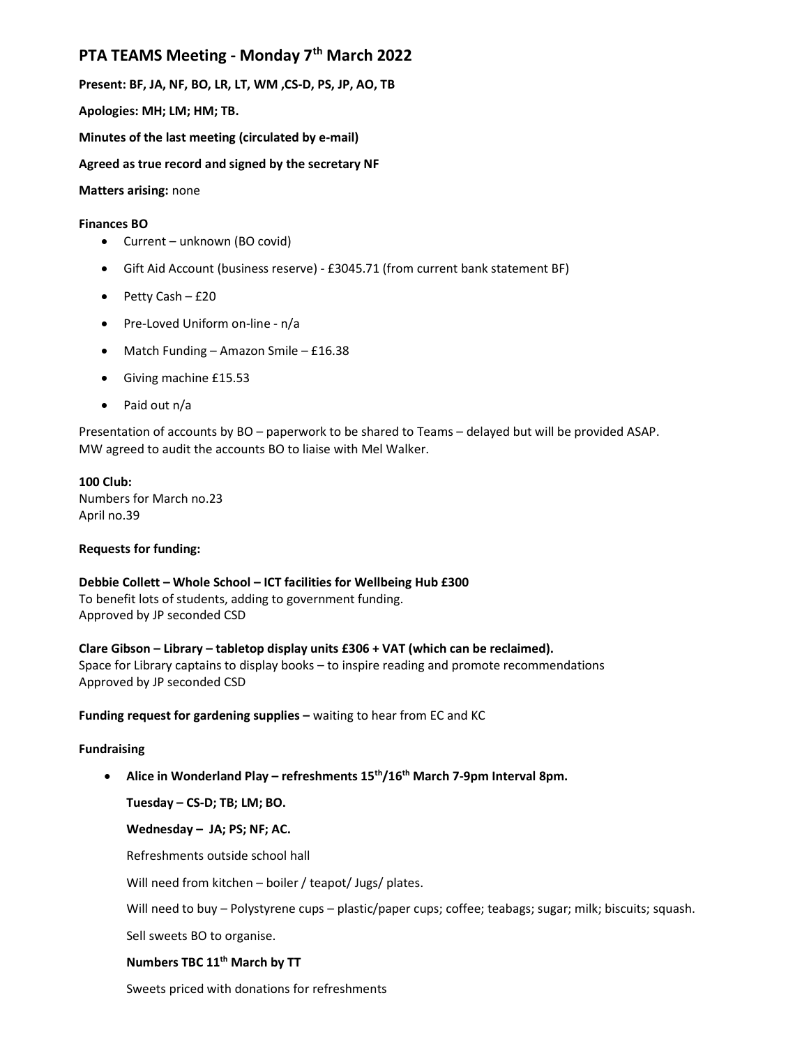# PTA TEAMS Meeting - Monday 7th March 2022

**Present: BF, JA, NF, BO, LR, LT, WM ,CS-D, PS, JP, AO, TB**

**Apologies: MH; LM; HM; TB.**

**Minutes of the last meeting (circulated by e-mail)**

**Agreed as true record and signed by the secretary NF**

**Matters arising:** none

**Finances BO**

- Current – unknown (BO covid)
- Gift Aid Account (business reserve) - £3045.71 (from current bank statement BF)
- Petty Cash – £20
- Pre-Loved Uniform on-line - n/a
- Match Funding – Amazon Smile – £16.38
- Giving machine £15.53
- Paid out n/a

Presentation of accounts by BO – paperwork to be shared to Teams – delayed but will be provided ASAP.
MW agreed to audit the accounts BO to liaise with Mel Walker.

**100 Club:**
Numbers for March no.23
April no.39

**Requests for funding:**

**Debbie Collett – Whole School – ICT facilities for Wellbeing Hub £300**
To benefit lots of students, adding to government funding.
Approved by JP seconded CSD

**Clare Gibson – Library – tabletop display units £306 + VAT (which can be reclaimed).**
Space for Library captains to display books – to inspire reading and promote recommendations
Approved by JP seconded CSD

**Funding request for gardening supplies –** waiting to hear from EC and KC

**Fundraising**

- **Alice in Wonderland Play – refreshments 15th/16th March 7-9pm Interval 8pm.**

  **Tuesday – CS-D; TB; LM; BO.**

  **Wednesday – JA; PS; NF; AC.**

  Refreshments outside school hall

  Will need from kitchen – boiler / teapot/ Jugs/ plates.

  Will need to buy – Polystyrene cups – plastic/paper cups; coffee; teabags; sugar; milk; biscuits; squash.

  Sell sweets BO to organise.

  **Numbers TBC 11th March by TT**

  Sweets priced with donations for refreshments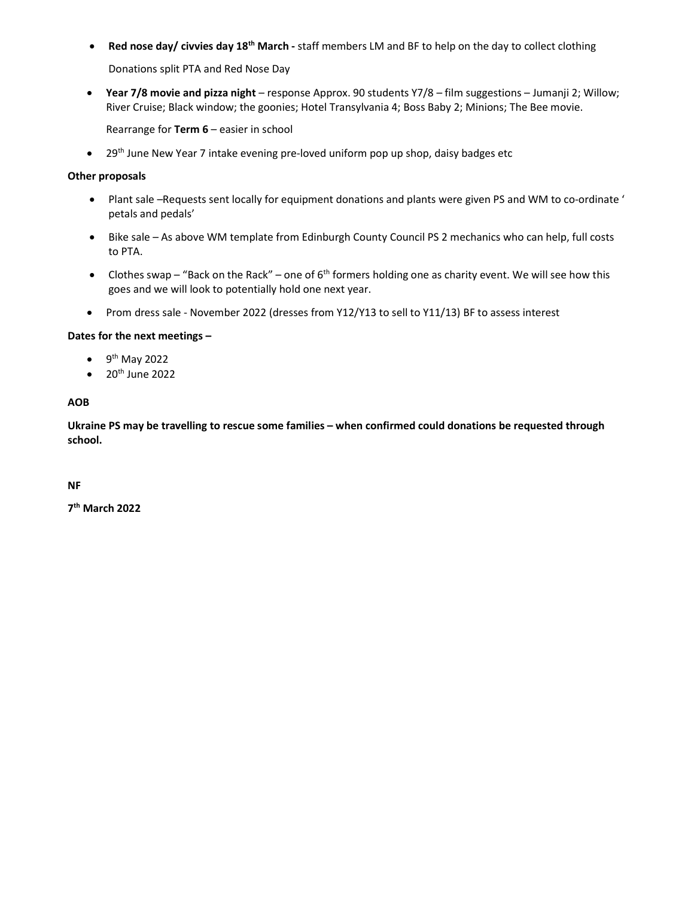- **Red nose day/ civvies day 18th March -** staff members LM and BF to help on the day to collect clothing

  Donations split PTA and Red Nose Day

- **Year 7/8 movie and pizza night** – response Approx. 90 students Y7/8 – film suggestions – Jumanji 2; Willow; River Cruise; Black window; the goonies; Hotel Transylvania 4; Boss Baby 2; Minions; The Bee movie.

  Rearrange for **Term 6** – easier in school

- 29th June New Year 7 intake evening pre-loved uniform pop up shop, daisy badges etc

**Other proposals**

- Plant sale –Requests sent locally for equipment donations and plants were given PS and WM to co-ordinate ' petals and pedals'
- Bike sale – As above WM template from Edinburgh County Council PS 2 mechanics who can help, full costs to PTA.
- Clothes swap – "Back on the Rack" – one of 6th formers holding one as charity event. We will see how this goes and we will look to potentially hold one next year.
- Prom dress sale - November 2022 (dresses from Y12/Y13 to sell to Y11/13) BF to assess interest

**Dates for the next meetings –**

- 9th May 2022
- 20th June 2022

**AOB**

**Ukraine PS may be travelling to rescue some families – when confirmed could donations be requested through school.**

**NF**

**7th March 2022**